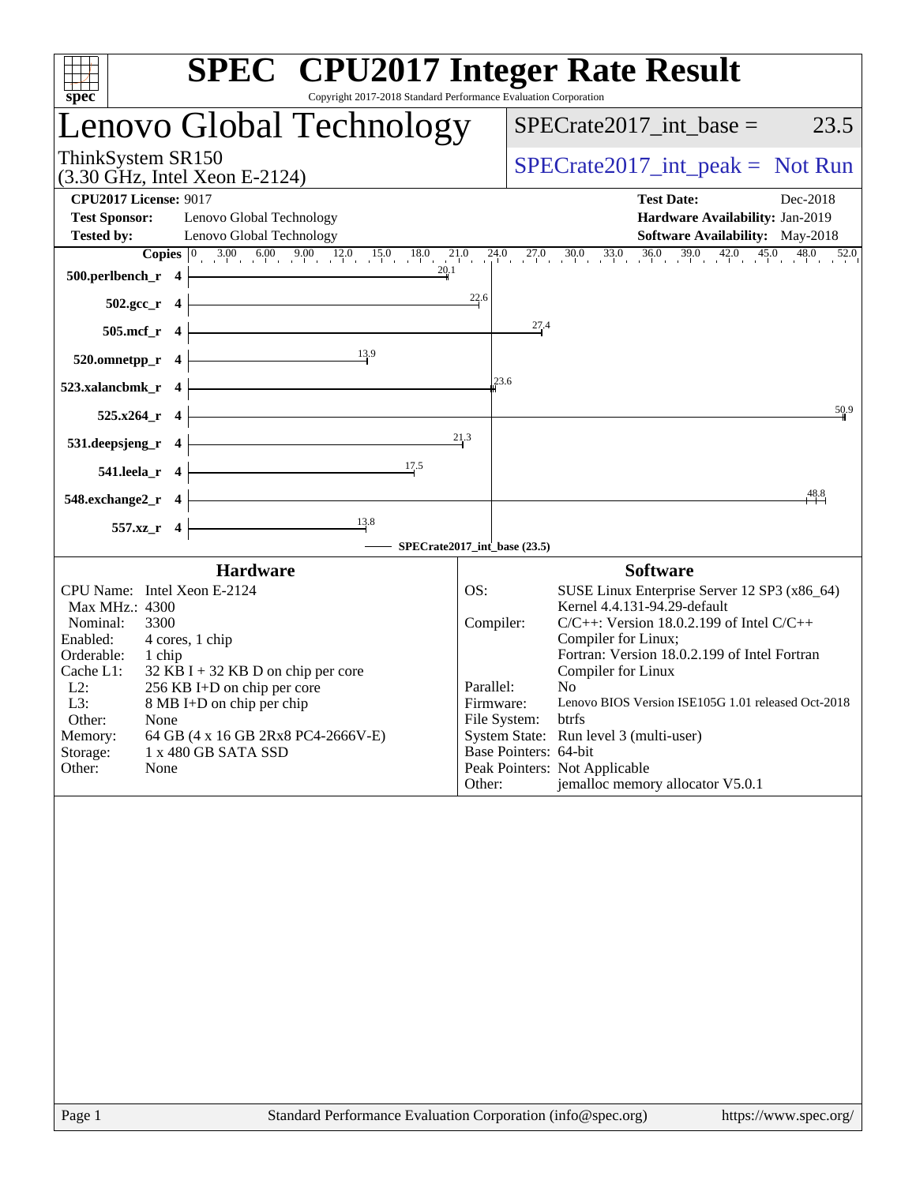# SPEC CPU2017 Integer Rate Result

Copyright 2017-2018 Standard Performance Evaluation Corporation

## Lenovo Global Technology

ThinkSystem SR150
(3.30 GHz, Intel Xeon E-2124)

SPECrate2017_int_base = 23.5

SPECrate2017_int_peak = Not Run

**CPU2017 License:** 9017
**Test Sponsor:** Lenovo Global Technology
**Tested by:** Lenovo Global Technology

**Test Date:** Dec-2018
**Hardware Availability:** Jan-2019
**Software Availability:** May-2018

| Benchmark | Copies | SPECrate2017_int_base |
|---|---|---|
| 500.perlbench_r | 4 | 20.1 |
| 502.gcc_r | 4 | 22.6 |
| 505.mcf_r | 4 | 27.4 |
| 520.omnetpp_r | 4 | 13.9 |
| 523.xalancbmk_r | 4 | 23.6 |
| 525.x264_r | 4 | 50.9 |
| 531.deepsjeng_r | 4 | 21.3 |
| 541.leela_r | 4 | 17.5 |
| 548.exchange2_r | 4 | 48.8 |
| 557.xz_r | 4 | 13.8 |

SPECrate2017_int_base (23.5)

### Hardware

| | |
|---|---|
| CPU Name: | Intel Xeon E-2124 |
| Max MHz.: | 4300 |
| Nominal: | 3300 |
| Enabled: | 4 cores, 1 chip |
| Orderable: | 1 chip |
| Cache L1: | 32 KB I + 32 KB D on chip per core |
| L2: | 256 KB I+D on chip per core |
| L3: | 8 MB I+D on chip per chip |
| Other: | None |
| Memory: | 64 GB (4 x 16 GB 2Rx8 PC4-2666V-E) |
| Storage: | 1 x 480 GB SATA SSD |
| Other: | None |

### Software

| | |
|---|---|
| OS: | SUSE Linux Enterprise Server 12 SP3 (x86_64) Kernel 4.4.131-94.29-default |
| Compiler: | C/C++: Version 18.0.2.199 of Intel C/C++ Compiler for Linux; Fortran: Version 18.0.2.199 of Intel Fortran Compiler for Linux |
| Parallel: | No |
| Firmware: | Lenovo BIOS Version ISE105G 1.01 released Oct-2018 |
| File System: | btrfs |
| System State: | Run level 3 (multi-user) |
| Base Pointers: | 64-bit |
| Peak Pointers: | Not Applicable |
| Other: | jemalloc memory allocator V5.0.1 |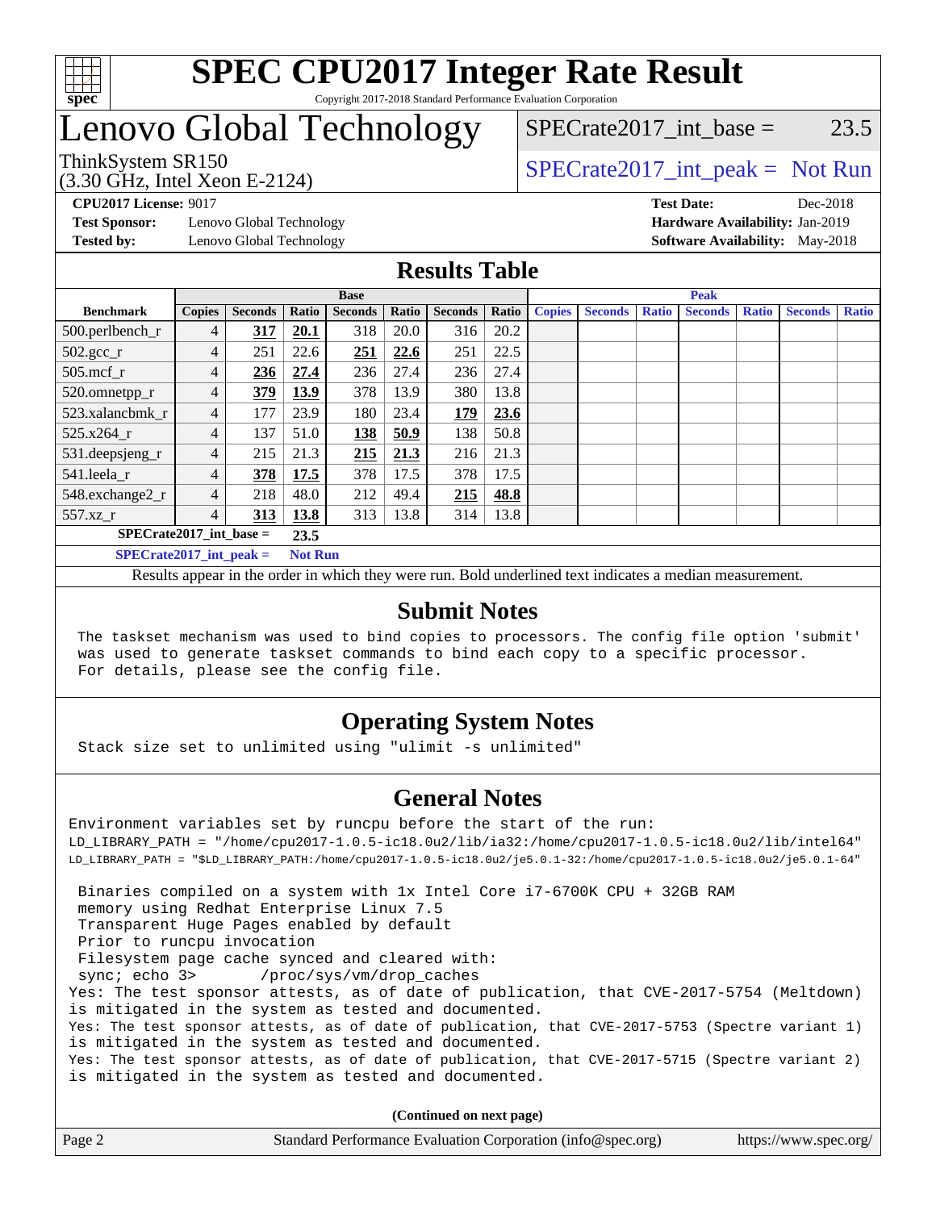# SPEC CPU2017 Integer Rate Result

Copyright 2017-2018 Standard Performance Evaluation Corporation

# Lenovo Global Technology

ThinkSystem SR150
(3.30 GHz, Intel Xeon E-2124)

SPECrate2017_int_base = 23.5

SPECrate2017_int_peak = Not Run

**CPU2017 License:** 9017
**Test Sponsor:** Lenovo Global Technology
**Tested by:** Lenovo Global Technology

**Test Date:** Dec-2018
**Hardware Availability:** Jan-2019
**Software Availability:** May-2018

## Results Table

| Benchmark | Base | | | | | | | Peak | | | | | | |
|---|---|---|---|---|---|---|---|---|---|---|---|---|---|---|
| | Copies | Seconds | Ratio | Seconds | Ratio | Seconds | Ratio | Copies | Seconds | Ratio | Seconds | Ratio | Seconds | Ratio |
| 500.perlbench_r | 4 | **317** | **20.1** | 318 | 20.0 | 316 | 20.2 | | | | | | | |
| 502.gcc_r | 4 | 251 | 22.6 | **251** | **22.6** | 251 | 22.5 | | | | | | | |
| 505.mcf_r | 4 | **236** | **27.4** | 236 | 27.4 | 236 | 27.4 | | | | | | | |
| 520.omnetpp_r | 4 | **379** | **13.9** | 378 | 13.9 | 380 | 13.8 | | | | | | | |
| 523.xalancbmk_r | 4 | 177 | 23.9 | 180 | 23.4 | **179** | **23.6** | | | | | | | |
| 525.x264_r | 4 | 137 | 51.0 | **138** | **50.9** | 138 | 50.8 | | | | | | | |
| 531.deepsjeng_r | 4 | 215 | 21.3 | **215** | **21.3** | 216 | 21.3 | | | | | | | |
| 541.leela_r | 4 | **378** | **17.5** | 378 | 17.5 | 378 | 17.5 | | | | | | | |
| 548.exchange2_r | 4 | 218 | 48.0 | 212 | 49.4 | **215** | **48.8** | | | | | | | |
| 557.xz_r | 4 | **313** | **13.8** | 313 | 13.8 | 314 | 13.8 | | | | | | | |

**SPECrate2017_int_base = 23.5**

**SPECrate2017_int_peak = Not Run**

Results appear in the order in which they were run. Bold underlined text indicates a median measurement.

## Submit Notes

```
The taskset mechanism was used to bind copies to processors. The config file option 'submit'
was used to generate taskset commands to bind each copy to a specific processor.
For details, please see the config file.
```

## Operating System Notes

```
Stack size set to unlimited using "ulimit -s unlimited"
```

## General Notes

```
Environment variables set by runcpu before the start of the run:
LD_LIBRARY_PATH = "/home/cpu2017-1.0.5-ic18.0u2/lib/ia32:/home/cpu2017-1.0.5-ic18.0u2/lib/intel64"
LD_LIBRARY_PATH = "$LD_LIBRARY_PATH:/home/cpu2017-1.0.5-ic18.0u2/je5.0.1-32:/home/cpu2017-1.0.5-ic18.0u2/je5.0.1-64"

 Binaries compiled on a system with 1x Intel Core i7-6700K CPU + 32GB RAM
 memory using Redhat Enterprise Linux 7.5
 Transparent Huge Pages enabled by default
 Prior to runcpu invocation
 Filesystem page cache synced and cleared with:
 sync; echo 3>       /proc/sys/vm/drop_caches
Yes: The test sponsor attests, as of date of publication, that CVE-2017-5754 (Meltdown)
is mitigated in the system as tested and documented.
Yes: The test sponsor attests, as of date of publication, that CVE-2017-5753 (Spectre variant 1)
is mitigated in the system as tested and documented.
Yes: The test sponsor attests, as of date of publication, that CVE-2017-5715 (Spectre variant 2)
is mitigated in the system as tested and documented.
```

**(Continued on next page)**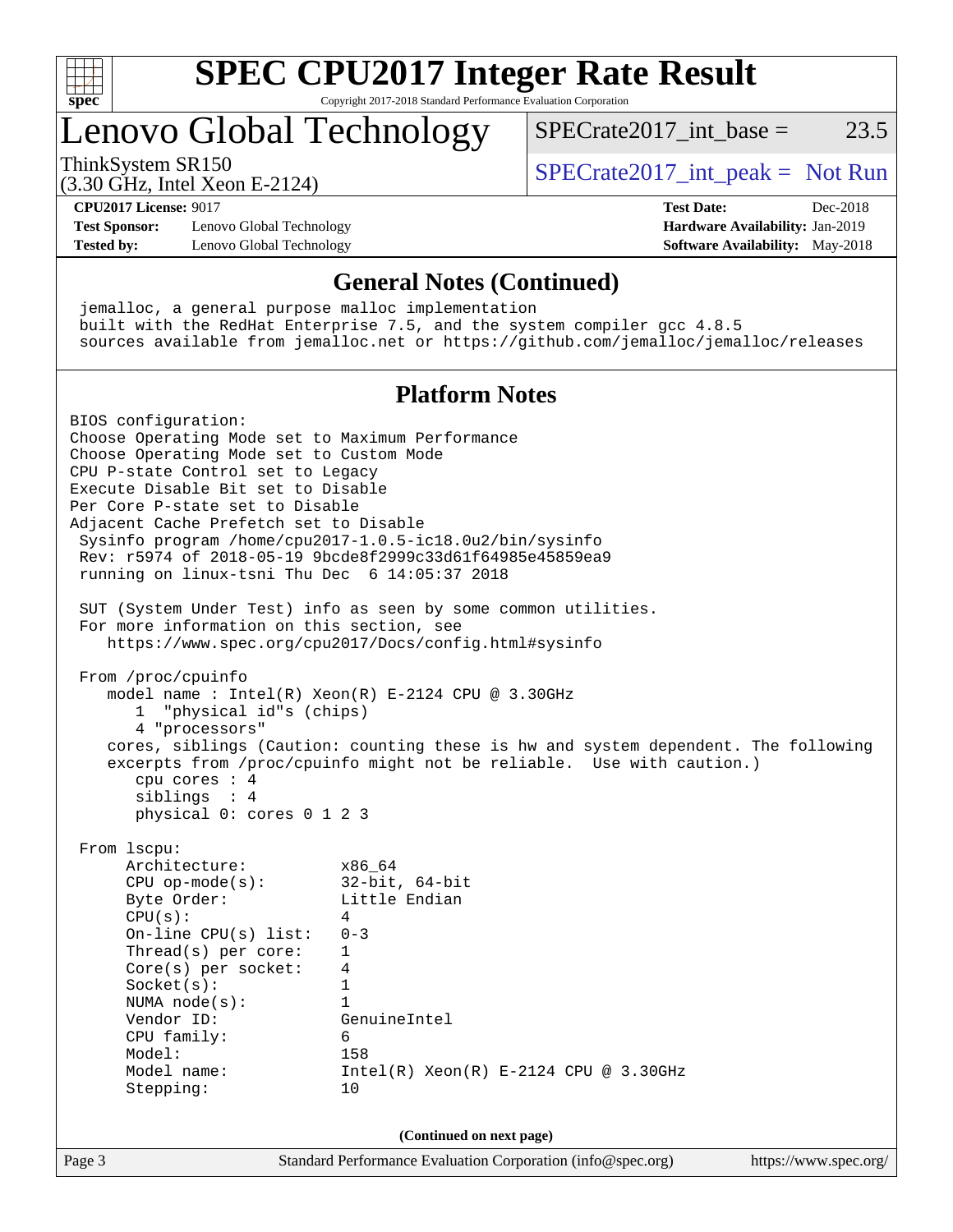## General Notes (Continued)

```
jemalloc, a general purpose malloc implementation
built with the RedHat Enterprise 7.5, and the system compiler gcc 4.8.5
sources available from jemalloc.net or https://github.com/jemalloc/jemalloc/releases
```

## Platform Notes

```
BIOS configuration:
Choose Operating Mode set to Maximum Performance
Choose Operating Mode set to Custom Mode
CPU P-state Control set to Legacy
Execute Disable Bit set to Disable
Per Core P-state set to Disable
Adjacent Cache Prefetch set to Disable
 Sysinfo program /home/cpu2017-1.0.5-ic18.0u2/bin/sysinfo
 Rev: r5974 of 2018-05-19 9bcde8f2999c33d61f64985e45859ea9
 running on linux-tsni Thu Dec  6 14:05:37 2018

 SUT (System Under Test) info as seen by some common utilities.
 For more information on this section, see
    https://www.spec.org/cpu2017/Docs/config.html#sysinfo

 From /proc/cpuinfo
    model name : Intel(R) Xeon(R) E-2124 CPU @ 3.30GHz
       1  "physical id"s (chips)
       4 "processors"
    cores, siblings (Caution: counting these is hw and system dependent. The following
    excerpts from /proc/cpuinfo might not be reliable.  Use with caution.)
       cpu cores : 4
       siblings  : 4
       physical 0: cores 0 1 2 3

 From lscpu:
      Architecture:          x86_64
      CPU op-mode(s):        32-bit, 64-bit
      Byte Order:            Little Endian
      CPU(s):                4
      On-line CPU(s) list:   0-3
      Thread(s) per core:    1
      Core(s) per socket:    4
      Socket(s):             1
      NUMA node(s):          1
      Vendor ID:             GenuineIntel
      CPU family:            6
      Model:                 158
      Model name:            Intel(R) Xeon(R) E-2124 CPU @ 3.30GHz
      Stepping:              10
```

(Continued on next page)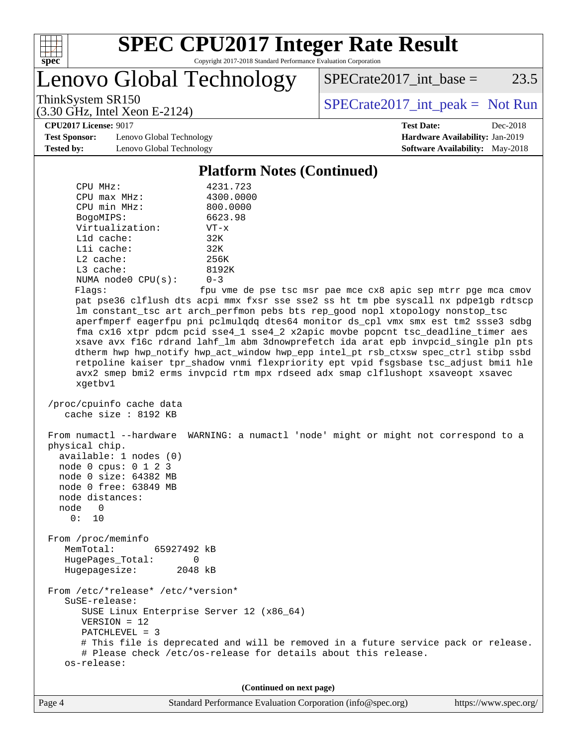## Platform Notes (Continued)

```
     CPU MHz:                  4231.723
     CPU max MHz:              4300.0000
     CPU min MHz:              800.0000
     BogoMIPS:                 6623.98
     Virtualization:           VT-x
     L1d cache:                32K
     L1i cache:                32K
     L2 cache:                 256K
     L3 cache:                 8192K
     NUMA node0 CPU(s):        0-3
     Flags:                   fpu vme de pse tsc msr pae mce cx8 apic sep mtrr pge mca cmov
     pat pse36 clflush dts acpi mmx fxsr sse sse2 ss ht tm pbe syscall nx pdpe1gb rdtscp
     lm constant_tsc art arch_perfmon pebs bts rep_good nopl xtopology nonstop_tsc
     aperfmperf eagerfpu pni pclmulqdq dtes64 monitor ds_cpl vmx smx est tm2 ssse3 sdbg
     fma cx16 xtpr pdcm pcid sse4_1 sse4_2 x2apic movbe popcnt tsc_deadline_timer aes
     xsave avx f16c rdrand lahf_lm abm 3dnowprefetch ida arat epb invpcid_single pln pts
     dtherm hwp hwp_notify hwp_act_window hwp_epp intel_pt rsb_ctxsw spec_ctrl stibp ssbd
     retpoline kaiser tpr_shadow vnmi flexpriority ept vpid fsgsbase tsc_adjust bmi1 hle
     avx2 smep bmi2 erms invpcid rtm mpx rdseed adx smap clflushopt xsaveopt xsavec
     xgetbv1

 /proc/cpuinfo cache data
    cache size : 8192 KB

 From numactl --hardware  WARNING: a numactl 'node' might or might not correspond to a
 physical chip.
   available: 1 nodes (0)
   node 0 cpus: 0 1 2 3
   node 0 size: 64382 MB
   node 0 free: 63849 MB
   node distances:
   node   0
     0:  10

 From /proc/meminfo
    MemTotal:       65927492 kB
    HugePages_Total:       0
    Hugepagesize:       2048 kB

 From /etc/*release* /etc/*version*
    SuSE-release:
       SUSE Linux Enterprise Server 12 (x86_64)
       VERSION = 12
       PATCHLEVEL = 3
       # This file is deprecated and will be removed in a future service pack or release.
       # Please check /etc/os-release for details about this release.
    os-release:
```

(Continued on next page)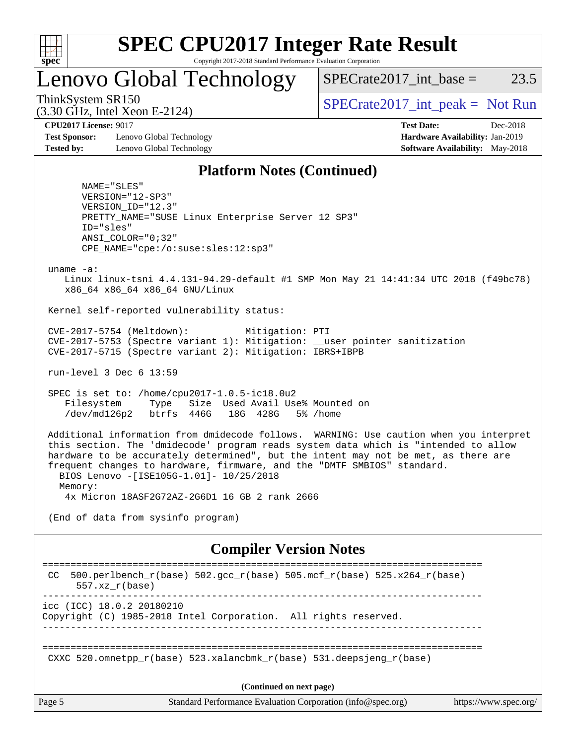## Platform Notes (Continued)

```
      NAME="SLES"
      VERSION="12-SP3"
      VERSION_ID="12.3"
      PRETTY_NAME="SUSE Linux Enterprise Server 12 SP3"
      ID="sles"
      ANSI_COLOR="0;32"
      CPE_NAME="cpe:/o:suse:sles:12:sp3"

 uname -a:
    Linux linux-tsni 4.4.131-94.29-default #1 SMP Mon May 21 14:41:34 UTC 2018 (f49bc78)
    x86_64 x86_64 x86_64 GNU/Linux

 Kernel self-reported vulnerability status:

 CVE-2017-5754 (Meltdown):          Mitigation: PTI
 CVE-2017-5753 (Spectre variant 1): Mitigation: __user pointer sanitization
 CVE-2017-5715 (Spectre variant 2): Mitigation: IBRS+IBPB

 run-level 3 Dec 6 13:59

 SPEC is set to: /home/cpu2017-1.0.5-ic18.0u2
    Filesystem     Type   Size  Used Avail Use% Mounted on
    /dev/md126p2   btrfs  446G   18G  428G   5% /home

 Additional information from dmidecode follows.  WARNING: Use caution when you interpret
 this section. The 'dmidecode' program reads system data which is "intended to allow
 hardware to be accurately determined", but the intent may not be met, as there are
 frequent changes to hardware, firmware, and the "DMTF SMBIOS" standard.
   BIOS Lenovo -[ISE105G-1.01]- 10/25/2018
   Memory:
    4x Micron 18ASF2G72AZ-2G6D1 16 GB 2 rank 2666

 (End of data from sysinfo program)
```

## Compiler Version Notes

```
==============================================================================
 CC  500.perlbench_r(base) 502.gcc_r(base) 505.mcf_r(base) 525.x264_r(base)
      557.xz_r(base)
------------------------------------------------------------------------------
icc (ICC) 18.0.2 20180210
Copyright (C) 1985-2018 Intel Corporation.  All rights reserved.
------------------------------------------------------------------------------

==============================================================================
 CXXC 520.omnetpp_r(base) 523.xalancbmk_r(base) 531.deepsjeng_r(base)
```

(Continued on next page)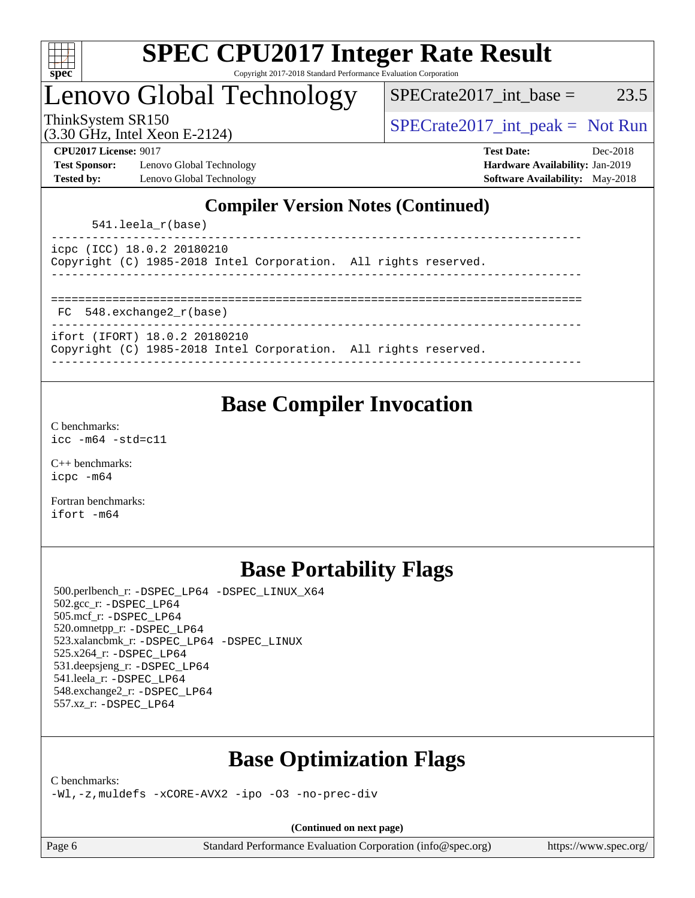## Compiler Version Notes (Continued)

```
      541.leela_r(base)
------------------------------------------------------------------------------
icpc (ICC) 18.0.2 20180210
Copyright (C) 1985-2018 Intel Corporation.  All rights reserved.
------------------------------------------------------------------------------

==============================================================================
 FC  548.exchange2_r(base)
------------------------------------------------------------------------------
ifort (IFORT) 18.0.2 20180210
Copyright (C) 1985-2018 Intel Corporation.  All rights reserved.
------------------------------------------------------------------------------
```

## Base Compiler Invocation

C benchmarks:
icc -m64 -std=c11

C++ benchmarks:
icpc -m64

Fortran benchmarks:
ifort -m64

## Base Portability Flags

500.perlbench_r: -DSPEC_LP64 -DSPEC_LINUX_X64
502.gcc_r: -DSPEC_LP64
505.mcf_r: -DSPEC_LP64
520.omnetpp_r: -DSPEC_LP64
523.xalancbmk_r: -DSPEC_LP64 -DSPEC_LINUX
525.x264_r: -DSPEC_LP64
531.deepsjeng_r: -DSPEC_LP64
541.leela_r: -DSPEC_LP64
548.exchange2_r: -DSPEC_LP64
557.xz_r: -DSPEC_LP64

## Base Optimization Flags

C benchmarks:
-Wl,-z,muldefs -xCORE-AVX2 -ipo -O3 -no-prec-div

(Continued on next page)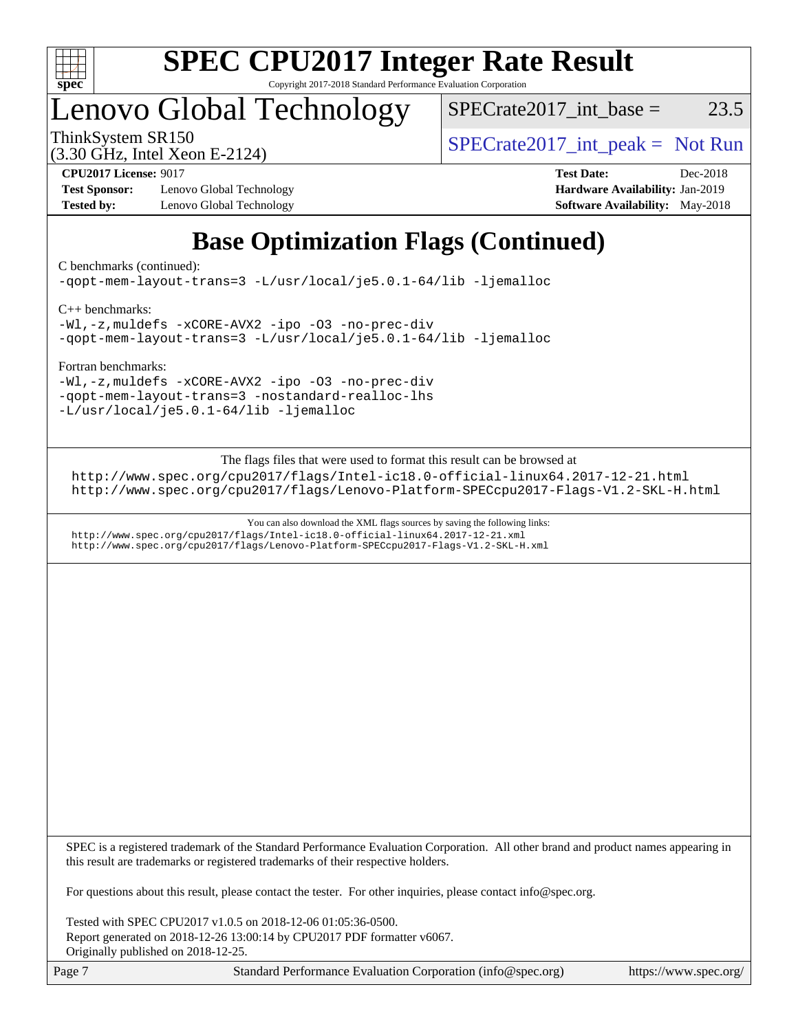# SPEC CPU2017 Integer Rate Result

Copyright 2017-2018 Standard Performance Evaluation Corporation

# Lenovo Global Technology

ThinkSystem SR150
(3.30 GHz, Intel Xeon E-2124)

SPECrate2017_int_base = 23.5

SPECrate2017_int_peak = Not Run

**CPU2017 License:** 9017
**Test Sponsor:** Lenovo Global Technology
**Tested by:** Lenovo Global Technology

**Test Date:** Dec-2018
**Hardware Availability:** Jan-2019
**Software Availability:** May-2018

## Base Optimization Flags (Continued)

C benchmarks (continued):
```
-qopt-mem-layout-trans=3 -L/usr/local/je5.0.1-64/lib -ljemalloc
```

C++ benchmarks:
```
-Wl,-z,muldefs -xCORE-AVX2 -ipo -O3 -no-prec-div
-qopt-mem-layout-trans=3 -L/usr/local/je5.0.1-64/lib -ljemalloc
```

Fortran benchmarks:
```
-Wl,-z,muldefs -xCORE-AVX2 -ipo -O3 -no-prec-div
-qopt-mem-layout-trans=3 -nostandard-realloc-lhs
-L/usr/local/je5.0.1-64/lib -ljemalloc
```

The flags files that were used to format this result can be browsed at
http://www.spec.org/cpu2017/flags/Intel-ic18.0-official-linux64.2017-12-21.html
http://www.spec.org/cpu2017/flags/Lenovo-Platform-SPECcpu2017-Flags-V1.2-SKL-H.html

You can also download the XML flags sources by saving the following links:
http://www.spec.org/cpu2017/flags/Intel-ic18.0-official-linux64.2017-12-21.xml
http://www.spec.org/cpu2017/flags/Lenovo-Platform-SPECcpu2017-Flags-V1.2-SKL-H.xml

SPEC is a registered trademark of the Standard Performance Evaluation Corporation. All other brand and product names appearing in this result are trademarks or registered trademarks of their respective holders.

For questions about this result, please contact the tester. For other inquiries, please contact info@spec.org.

Tested with SPEC CPU2017 v1.0.5 on 2018-12-06 01:05:36-0500.
Report generated on 2018-12-26 13:00:14 by CPU2017 PDF formatter v6067.
Originally published on 2018-12-25.